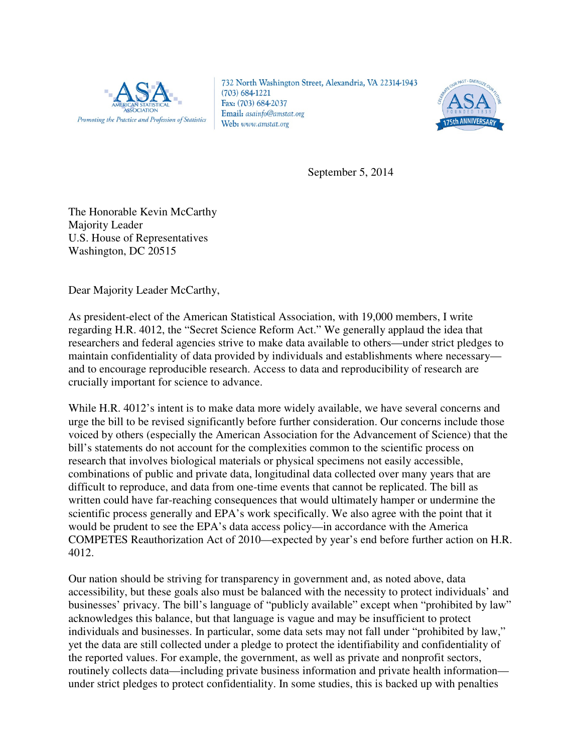ASA AMERICAN STATISTICAL ASSOCIATION

*Promoting the Practice and Profession of Statistics*

732 North Washington Street, Alexandria, VA 22314-1943
(703) 684-1221
Fax: (703) 684-2037
Email: asainfo@amstat.org
Web: www.amstat.org

CELEBRATE OUR PAST · ENERGIZE OUR FUTURE — ASA FOUNDED 1839 — 175th ANNIVERSARY

September 5, 2014

The Honorable Kevin McCarthy
Majority Leader
U.S. House of Representatives
Washington, DC 20515

Dear Majority Leader McCarthy,

As president-elect of the American Statistical Association, with 19,000 members, I write regarding H.R. 4012, the "Secret Science Reform Act." We generally applaud the idea that researchers and federal agencies strive to make data available to others—under strict pledges to maintain confidentiality of data provided by individuals and establishments where necessary—and to encourage reproducible research. Access to data and reproducibility of research are crucially important for science to advance.

While H.R. 4012's intent is to make data more widely available, we have several concerns and urge the bill to be revised significantly before further consideration. Our concerns include those voiced by others (especially the American Association for the Advancement of Science) that the bill's statements do not account for the complexities common to the scientific process on research that involves biological materials or physical specimens not easily accessible, combinations of public and private data, longitudinal data collected over many years that are difficult to reproduce, and data from one-time events that cannot be replicated. The bill as written could have far-reaching consequences that would ultimately hamper or undermine the scientific process generally and EPA's work specifically. We also agree with the point that it would be prudent to see the EPA's data access policy—in accordance with the America COMPETES Reauthorization Act of 2010—expected by year's end before further action on H.R. 4012.

Our nation should be striving for transparency in government and, as noted above, data accessibility, but these goals also must be balanced with the necessity to protect individuals' and businesses' privacy. The bill's language of "publicly available" except when "prohibited by law" acknowledges this balance, but that language is vague and may be insufficient to protect individuals and businesses. In particular, some data sets may not fall under "prohibited by law," yet the data are still collected under a pledge to protect the identifiability and confidentiality of the reported values. For example, the government, as well as private and nonprofit sectors, routinely collects data—including private business information and private health information—under strict pledges to protect confidentiality. In some studies, this is backed up with penalties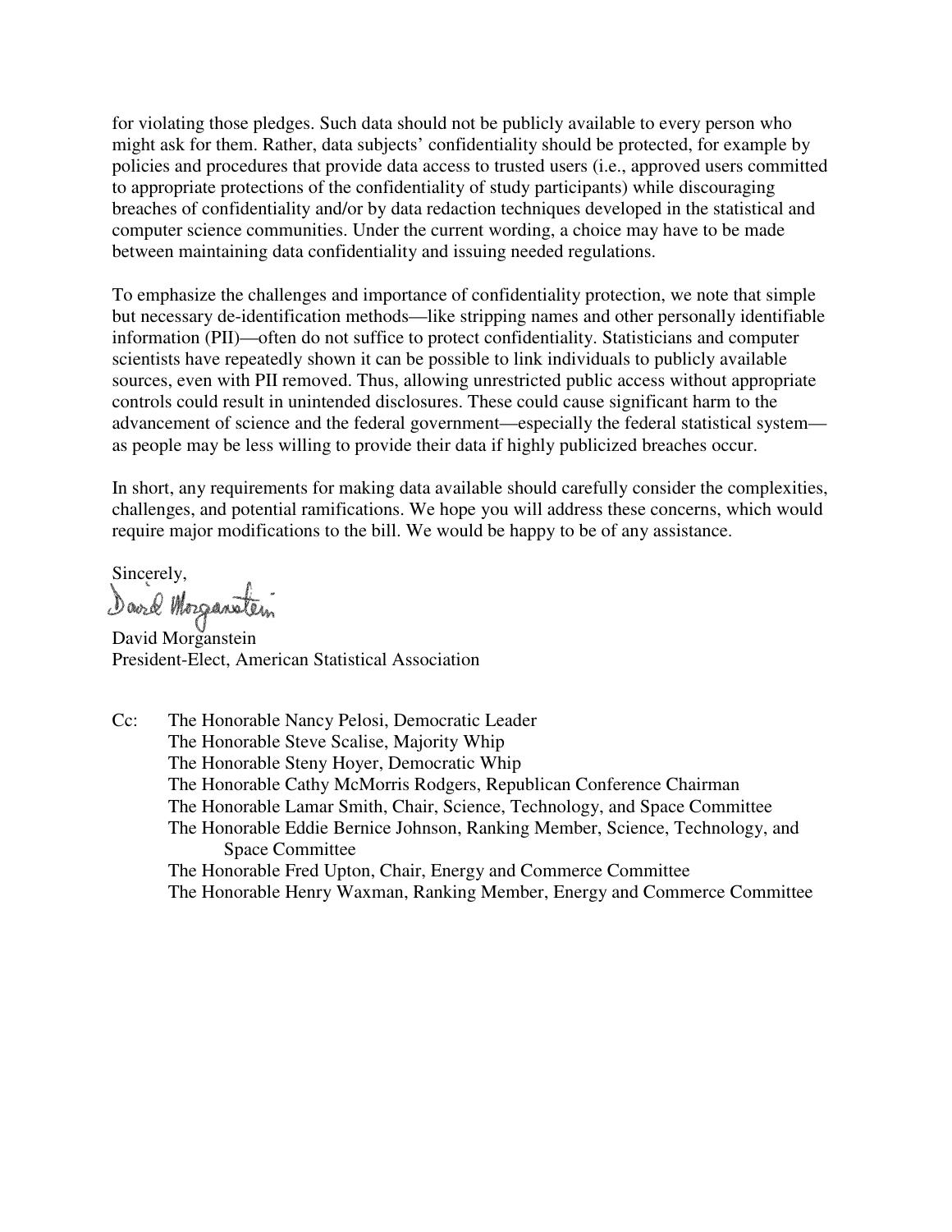for violating those pledges. Such data should not be publicly available to every person who might ask for them. Rather, data subjects' confidentiality should be protected, for example by policies and procedures that provide data access to trusted users (i.e., approved users committed to appropriate protections of the confidentiality of study participants) while discouraging breaches of confidentiality and/or by data redaction techniques developed in the statistical and computer science communities. Under the current wording, a choice may have to be made between maintaining data confidentiality and issuing needed regulations.

To emphasize the challenges and importance of confidentiality protection, we note that simple but necessary de-identification methods—like stripping names and other personally identifiable information (PII)—often do not suffice to protect confidentiality. Statisticians and computer scientists have repeatedly shown it can be possible to link individuals to publicly available sources, even with PII removed. Thus, allowing unrestricted public access without appropriate controls could result in unintended disclosures. These could cause significant harm to the advancement of science and the federal government—especially the federal statistical system—as people may be less willing to provide their data if highly publicized breaches occur.

In short, any requirements for making data available should carefully consider the complexities, challenges, and potential ramifications. We hope you will address these concerns, which would require major modifications to the bill. We would be happy to be of any assistance.

Sincerely,

David Morganstein
President-Elect, American Statistical Association

Cc: The Honorable Nancy Pelosi, Democratic Leader
The Honorable Steve Scalise, Majority Whip
The Honorable Steny Hoyer, Democratic Whip
The Honorable Cathy McMorris Rodgers, Republican Conference Chairman
The Honorable Lamar Smith, Chair, Science, Technology, and Space Committee
The Honorable Eddie Bernice Johnson, Ranking Member, Science, Technology, and Space Committee
The Honorable Fred Upton, Chair, Energy and Commerce Committee
The Honorable Henry Waxman, Ranking Member, Energy and Commerce Committee